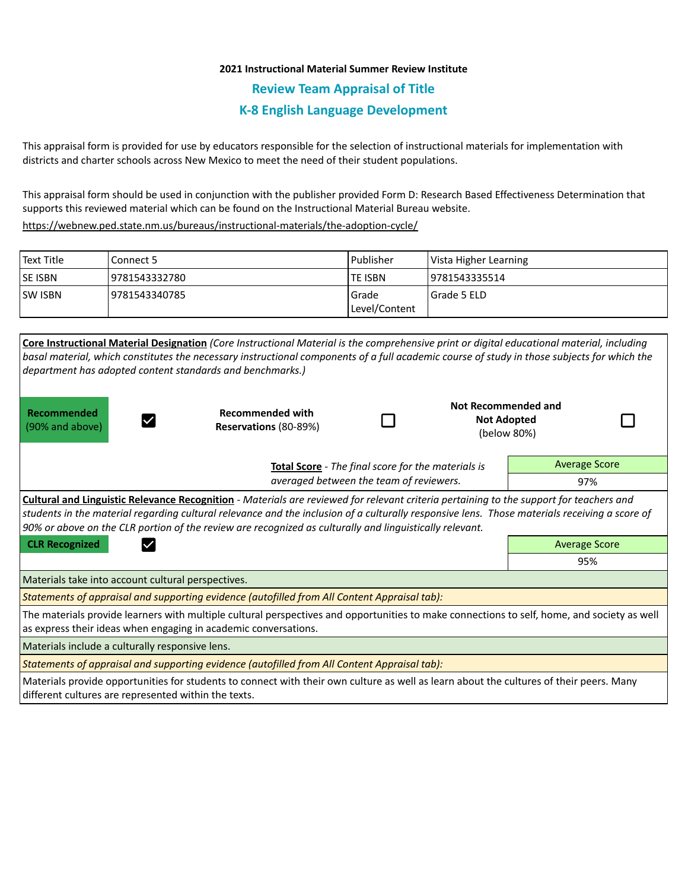**2021 Instructional Material Summer Review Institute**

## Review Team Appraisal of Title

## K-8 English Language Development

This appraisal form is provided for use by educators responsible for the selection of instructional materials for implementation with districts and charter schools across New Mexico to meet the need of their student populations.

This appraisal form should be used in conjunction with the publisher provided Form D: Research Based Effectiveness Determination that supports this reviewed material which can be found on the Instructional Material Bureau website.
https://webnew.ped.state.nm.us/bureaus/instructional-materials/the-adoption-cycle/

| Text Title | Connect 5 | Publisher | Vista Higher Learning |
|---|---|---|---|
| SE ISBN | 9781543332780 | TE ISBN | 9781543335514 |
| SW ISBN | 9781543340785 | Grade Level/Content | Grade 5 ELD |

**Core Instructional Material Designation** *(Core Instructional Material is the comprehensive print or digital educational material, including basal material, which constitutes the necessary instructional components of a full academic course of study in those subjects for which the department has adopted content standards and benchmarks.)*

| **Recommended** (90% and above) | ☑ | **Recommended with Reservations** (80-89%) | ☐ | **Not Recommended and Not Adopted** (below 80%) | ☐ |
|---|---|---|---|---|---|

**Total Score** - *The final score for the materials is averaged between the team of reviewers.*

| Average Score |
|---|
| 97% |

**Cultural and Linguistic Relevance Recognition** - *Materials are reviewed for relevant criteria pertaining to the support for teachers and students in the material regarding cultural relevance and the inclusion of a culturally responsive lens. Those materials receiving a score of 90% or above on the CLR portion of the review are recognized as culturally and linguistically relevant.*

**CLR Recognized** ☑

| Average Score |
|---|
| 95% |

Materials take into account cultural perspectives.

*Statements of appraisal and supporting evidence (autofilled from All Content Appraisal tab):*

The materials provide learners with multiple cultural perspectives and opportunities to make connections to self, home, and society as well as express their ideas when engaging in academic conversations.

Materials include a culturally responsive lens.

*Statements of appraisal and supporting evidence (autofilled from All Content Appraisal tab):*

Materials provide opportunities for students to connect with their own culture as well as learn about the cultures of their peers. Many different cultures are represented within the texts.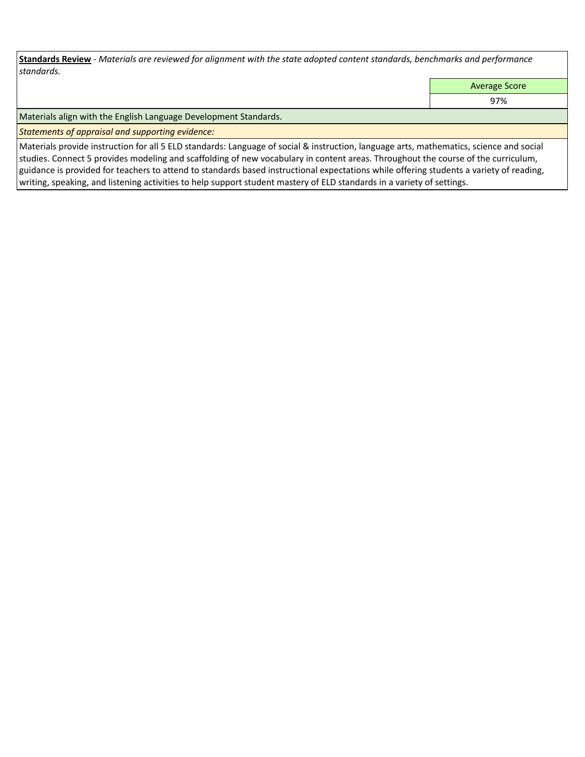**Standards Review** - *Materials are reviewed for alignment with the state adopted content standards, benchmarks and performance standards.*

| | Average Score |
|---|---|
| | 97% |

Materials align with the English Language Development Standards.

*Statements of appraisal and supporting evidence:*

Materials provide instruction for all 5 ELD standards: Language of social & instruction, language arts, mathematics, science and social studies. Connect 5 provides modeling and scaffolding of new vocabulary in content areas. Throughout the course of the curriculum, guidance is provided for teachers to attend to standards based instructional expectations while offering students a variety of reading, writing, speaking, and listening activities to help support student mastery of ELD standards in a variety of settings.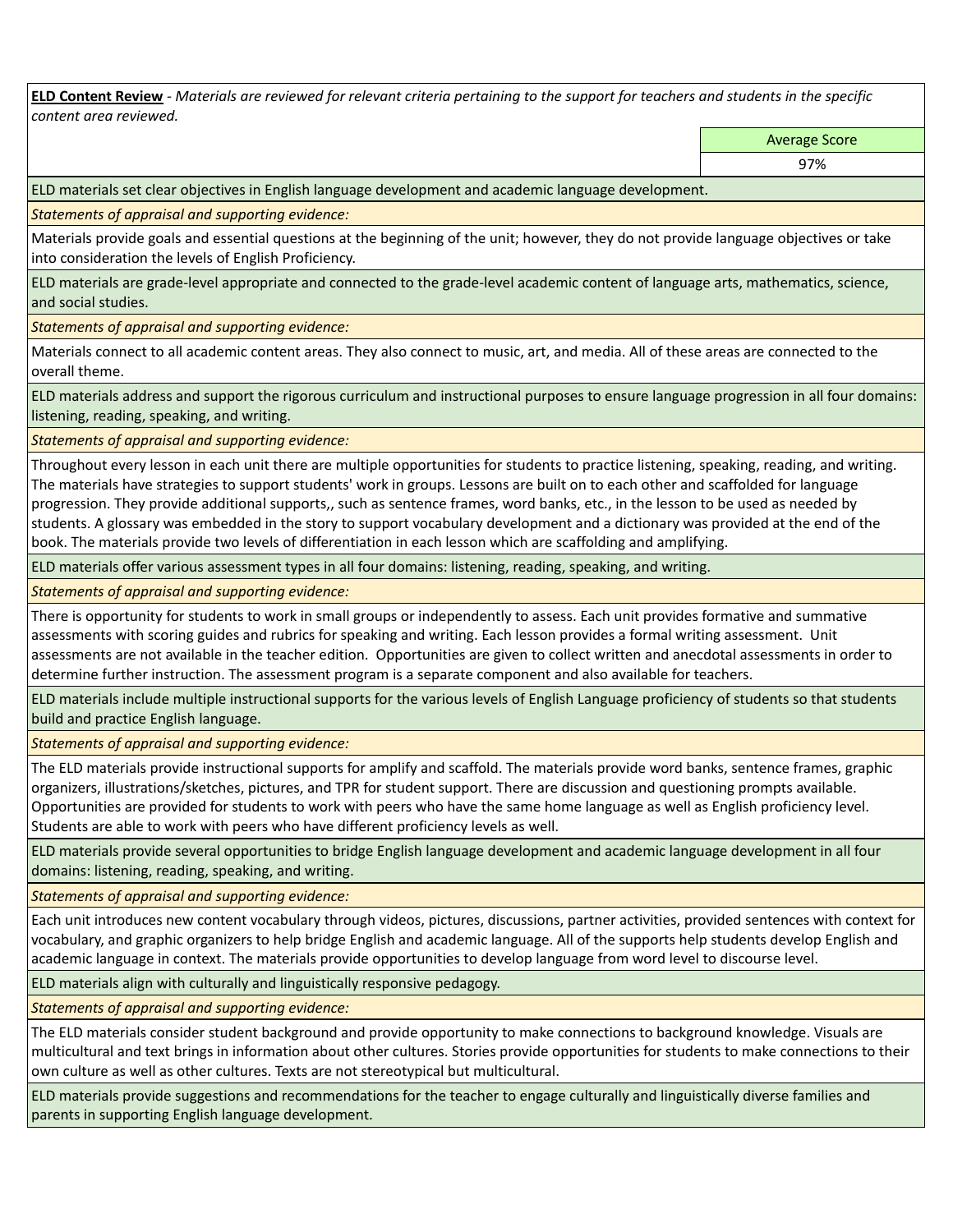**ELD Content Review** - *Materials are reviewed for relevant criteria pertaining to the support for teachers and students in the specific content area reviewed.*

| Average Score |
|---|
| 97% |

ELD materials set clear objectives in English language development and academic language development.

*Statements of appraisal and supporting evidence:*

Materials provide goals and essential questions at the beginning of the unit; however, they do not provide language objectives or take into consideration the levels of English Proficiency.

ELD materials are grade-level appropriate and connected to the grade-level academic content of language arts, mathematics, science, and social studies.

*Statements of appraisal and supporting evidence:*

Materials connect to all academic content areas. They also connect to music, art, and media. All of these areas are connected to the overall theme.

ELD materials address and support the rigorous curriculum and instructional purposes to ensure language progression in all four domains: listening, reading, speaking, and writing.

*Statements of appraisal and supporting evidence:*

Throughout every lesson in each unit there are multiple opportunities for students to practice listening, speaking, reading, and writing. The materials have strategies to support students' work in groups. Lessons are built on to each other and scaffolded for language progression. They provide additional supports,, such as sentence frames, word banks, etc., in the lesson to be used as needed by students. A glossary was embedded in the story to support vocabulary development and a dictionary was provided at the end of the book. The materials provide two levels of differentiation in each lesson which are scaffolding and amplifying.

ELD materials offer various assessment types in all four domains: listening, reading, speaking, and writing.

*Statements of appraisal and supporting evidence:*

There is opportunity for students to work in small groups or independently to assess. Each unit provides formative and summative assessments with scoring guides and rubrics for speaking and writing. Each lesson provides a formal writing assessment. Unit assessments are not available in the teacher edition. Opportunities are given to collect written and anecdotal assessments in order to determine further instruction. The assessment program is a separate component and also available for teachers.

ELD materials include multiple instructional supports for the various levels of English Language proficiency of students so that students build and practice English language.

*Statements of appraisal and supporting evidence:*

The ELD materials provide instructional supports for amplify and scaffold. The materials provide word banks, sentence frames, graphic organizers, illustrations/sketches, pictures, and TPR for student support. There are discussion and questioning prompts available. Opportunities are provided for students to work with peers who have the same home language as well as English proficiency level. Students are able to work with peers who have different proficiency levels as well.

ELD materials provide several opportunities to bridge English language development and academic language development in all four domains: listening, reading, speaking, and writing.

*Statements of appraisal and supporting evidence:*

Each unit introduces new content vocabulary through videos, pictures, discussions, partner activities, provided sentences with context for vocabulary, and graphic organizers to help bridge English and academic language. All of the supports help students develop English and academic language in context. The materials provide opportunities to develop language from word level to discourse level.

ELD materials align with culturally and linguistically responsive pedagogy.

*Statements of appraisal and supporting evidence:*

The ELD materials consider student background and provide opportunity to make connections to background knowledge. Visuals are multicultural and text brings in information about other cultures. Stories provide opportunities for students to make connections to their own culture as well as other cultures. Texts are not stereotypical but multicultural.

ELD materials provide suggestions and recommendations for the teacher to engage culturally and linguistically diverse families and parents in supporting English language development.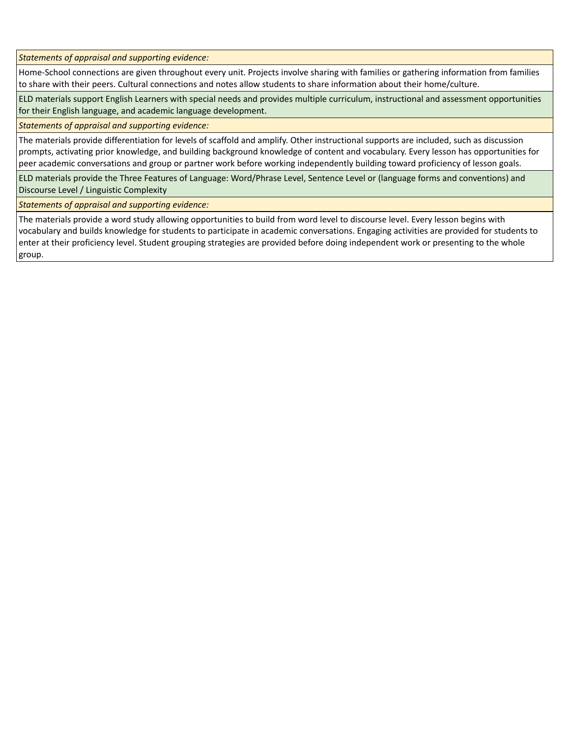*Statements of appraisal and supporting evidence:*

Home-School connections are given throughout every unit. Projects involve sharing with families or gathering information from families to share with their peers. Cultural connections and notes allow students to share information about their home/culture.

ELD materials support English Learners with special needs and provides multiple curriculum, instructional and assessment opportunities for their English language, and academic language development.

*Statements of appraisal and supporting evidence:*

The materials provide differentiation for levels of scaffold and amplify. Other instructional supports are included, such as discussion prompts, activating prior knowledge, and building background knowledge of content and vocabulary. Every lesson has opportunities for peer academic conversations and group or partner work before working independently building toward proficiency of lesson goals.

ELD materials provide the Three Features of Language: Word/Phrase Level, Sentence Level or (language forms and conventions) and Discourse Level / Linguistic Complexity

*Statements of appraisal and supporting evidence:*

The materials provide a word study allowing opportunities to build from word level to discourse level. Every lesson begins with vocabulary and builds knowledge for students to participate in academic conversations. Engaging activities are provided for students to enter at their proficiency level. Student grouping strategies are provided before doing independent work or presenting to the whole group.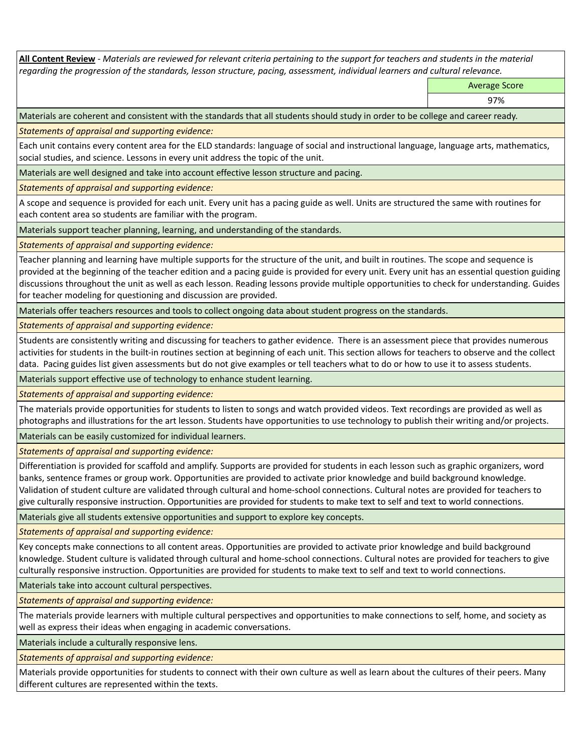**All Content Review** - *Materials are reviewed for relevant criteria pertaining to the support for teachers and students in the material regarding the progression of the standards, lesson structure, pacing, assessment, individual learners and cultural relevance.*

| | Average Score |
|---|---|
| | 97% |

Materials are coherent and consistent with the standards that all students should study in order to be college and career ready.

*Statements of appraisal and supporting evidence:*

Each unit contains every content area for the ELD standards: language of social and instructional language, language arts, mathematics, social studies, and science. Lessons in every unit address the topic of the unit.

Materials are well designed and take into account effective lesson structure and pacing.

*Statements of appraisal and supporting evidence:*

A scope and sequence is provided for each unit. Every unit has a pacing guide as well. Units are structured the same with routines for each content area so students are familiar with the program.

Materials support teacher planning, learning, and understanding of the standards.

*Statements of appraisal and supporting evidence:*

Teacher planning and learning have multiple supports for the structure of the unit, and built in routines. The scope and sequence is provided at the beginning of the teacher edition and a pacing guide is provided for every unit. Every unit has an essential question guiding discussions throughout the unit as well as each lesson. Reading lessons provide multiple opportunities to check for understanding. Guides for teacher modeling for questioning and discussion are provided.

Materials offer teachers resources and tools to collect ongoing data about student progress on the standards.

*Statements of appraisal and supporting evidence:*

Students are consistently writing and discussing for teachers to gather evidence. There is an assessment piece that provides numerous activities for students in the built-in routines section at beginning of each unit. This section allows for teachers to observe and the collect data. Pacing guides list given assessments but do not give examples or tell teachers what to do or how to use it to assess students.

Materials support effective use of technology to enhance student learning.

*Statements of appraisal and supporting evidence:*

The materials provide opportunities for students to listen to songs and watch provided videos. Text recordings are provided as well as photographs and illustrations for the art lesson. Students have opportunities to use technology to publish their writing and/or projects.

Materials can be easily customized for individual learners.

*Statements of appraisal and supporting evidence:*

Differentiation is provided for scaffold and amplify. Supports are provided for students in each lesson such as graphic organizers, word banks, sentence frames or group work. Opportunities are provided to activate prior knowledge and build background knowledge. Validation of student culture are validated through cultural and home-school connections. Cultural notes are provided for teachers to give culturally responsive instruction. Opportunities are provided for students to make text to self and text to world connections.

Materials give all students extensive opportunities and support to explore key concepts.

*Statements of appraisal and supporting evidence:*

Key concepts make connections to all content areas. Opportunities are provided to activate prior knowledge and build background knowledge. Student culture is validated through cultural and home-school connections. Cultural notes are provided for teachers to give culturally responsive instruction. Opportunities are provided for students to make text to self and text to world connections.

Materials take into account cultural perspectives.

*Statements of appraisal and supporting evidence:*

The materials provide learners with multiple cultural perspectives and opportunities to make connections to self, home, and society as well as express their ideas when engaging in academic conversations.

Materials include a culturally responsive lens.

*Statements of appraisal and supporting evidence:*

Materials provide opportunities for students to connect with their own culture as well as learn about the cultures of their peers. Many different cultures are represented within the texts.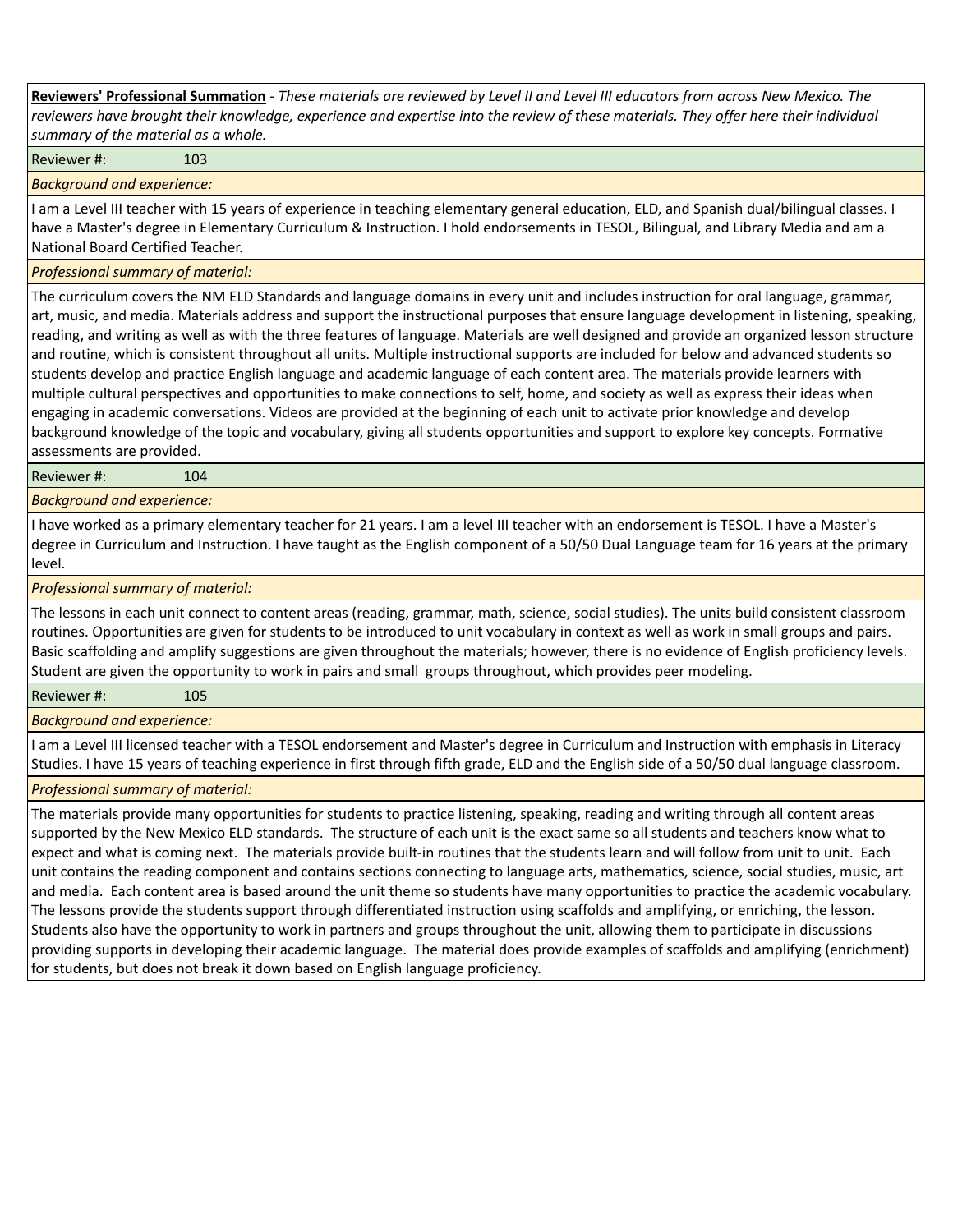**Reviewers' Professional Summation** - *These materials are reviewed by Level II and Level III educators from across New Mexico. The reviewers have brought their knowledge, experience and expertise into the review of these materials. They offer here their individual summary of the material as a whole.*

Reviewer #: 103

*Background and experience:*

I am a Level III teacher with 15 years of experience in teaching elementary general education, ELD, and Spanish dual/bilingual classes. I have a Master's degree in Elementary Curriculum & Instruction. I hold endorsements in TESOL, Bilingual, and Library Media and am a National Board Certified Teacher.

*Professional summary of material:*

The curriculum covers the NM ELD Standards and language domains in every unit and includes instruction for oral language, grammar, art, music, and media. Materials address and support the instructional purposes that ensure language development in listening, speaking, reading, and writing as well as with the three features of language. Materials are well designed and provide an organized lesson structure and routine, which is consistent throughout all units. Multiple instructional supports are included for below and advanced students so students develop and practice English language and academic language of each content area. The materials provide learners with multiple cultural perspectives and opportunities to make connections to self, home, and society as well as express their ideas when engaging in academic conversations. Videos are provided at the beginning of each unit to activate prior knowledge and develop background knowledge of the topic and vocabulary, giving all students opportunities and support to explore key concepts. Formative assessments are provided.

Reviewer #: 104

*Background and experience:*

I have worked as a primary elementary teacher for 21 years. I am a level III teacher with an endorsement is TESOL. I have a Master's degree in Curriculum and Instruction. I have taught as the English component of a 50/50 Dual Language team for 16 years at the primary level.

*Professional summary of material:*

The lessons in each unit connect to content areas (reading, grammar, math, science, social studies). The units build consistent classroom routines. Opportunities are given for students to be introduced to unit vocabulary in context as well as work in small groups and pairs. Basic scaffolding and amplify suggestions are given throughout the materials; however, there is no evidence of English proficiency levels. Student are given the opportunity to work in pairs and small groups throughout, which provides peer modeling.

Reviewer #: 105

*Background and experience:*

I am a Level III licensed teacher with a TESOL endorsement and Master's degree in Curriculum and Instruction with emphasis in Literacy Studies. I have 15 years of teaching experience in first through fifth grade, ELD and the English side of a 50/50 dual language classroom.

*Professional summary of material:*

The materials provide many opportunities for students to practice listening, speaking, reading and writing through all content areas supported by the New Mexico ELD standards. The structure of each unit is the exact same so all students and teachers know what to expect and what is coming next. The materials provide built-in routines that the students learn and will follow from unit to unit. Each unit contains the reading component and contains sections connecting to language arts, mathematics, science, social studies, music, art and media. Each content area is based around the unit theme so students have many opportunities to practice the academic vocabulary. The lessons provide the students support through differentiated instruction using scaffolds and amplifying, or enriching, the lesson. Students also have the opportunity to work in partners and groups throughout the unit, allowing them to participate in discussions providing supports in developing their academic language. The material does provide examples of scaffolds and amplifying (enrichment) for students, but does not break it down based on English language proficiency.